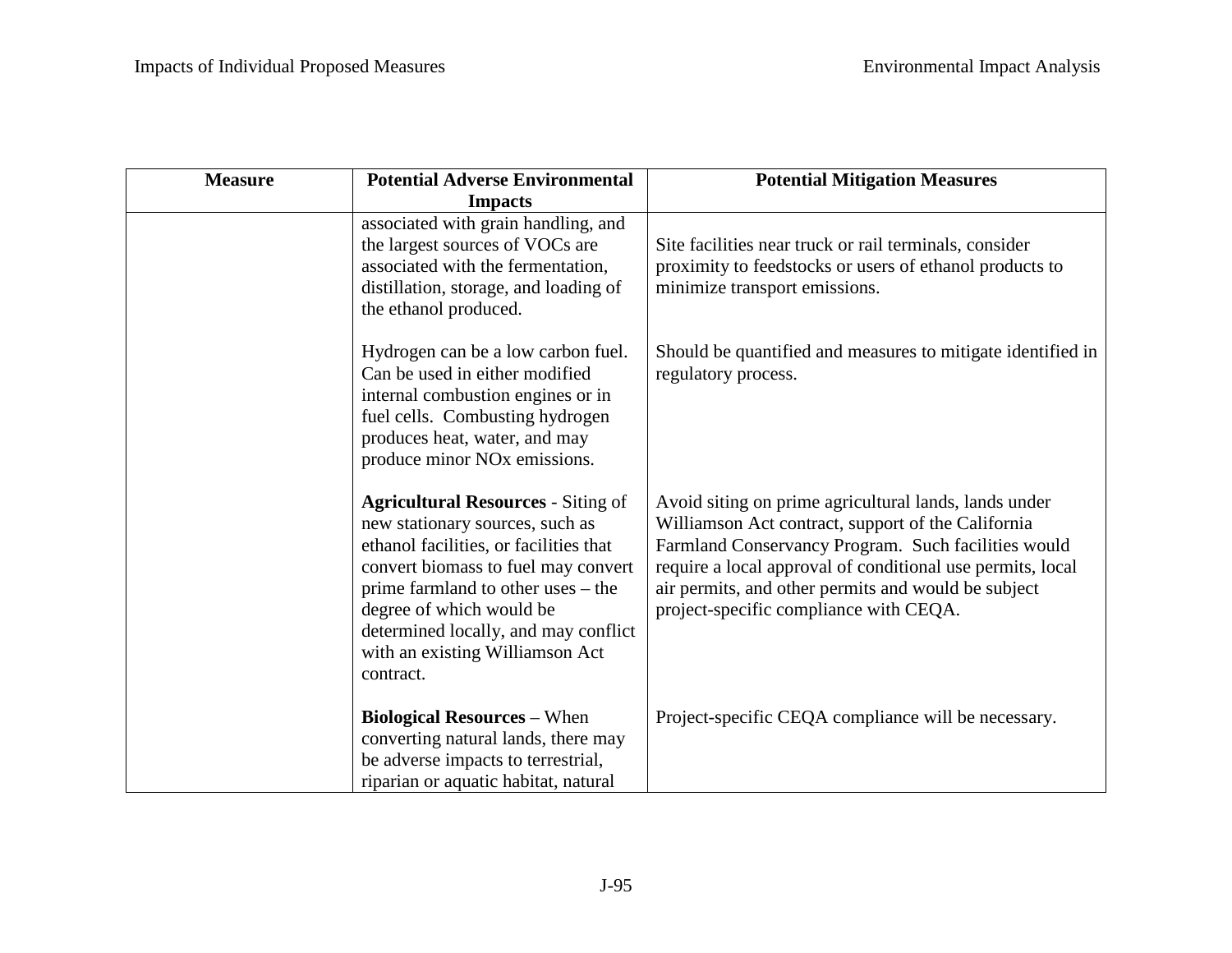| Measure | Potential Adverse Environmental Impacts | Potential Mitigation Measures |
|---|---|---|
| | associated with grain handling, and the largest sources of VOCs are associated with the fermentation, distillation, storage, and loading of the ethanol produced. | Site facilities near truck or rail terminals, consider proximity to feedstocks or users of ethanol products to minimize transport emissions. |
| | Hydrogen can be a low carbon fuel. Can be used in either modified internal combustion engines or in fuel cells. Combusting hydrogen produces heat, water, and may produce minor NOx emissions. | Should be quantified and measures to mitigate identified in regulatory process. |
| | **Agricultural Resources** - Siting of new stationary sources, such as ethanol facilities, or facilities that convert biomass to fuel may convert prime farmland to other uses – the degree of which would be determined locally, and may conflict with an existing Williamson Act contract. | Avoid siting on prime agricultural lands, lands under Williamson Act contract, support of the California Farmland Conservancy Program. Such facilities would require a local approval of conditional use permits, local air permits, and other permits and would be subject project-specific compliance with CEQA. |
| | **Biological Resources** – When converting natural lands, there may be adverse impacts to terrestrial, riparian or aquatic habitat, natural | Project-specific CEQA compliance will be necessary. |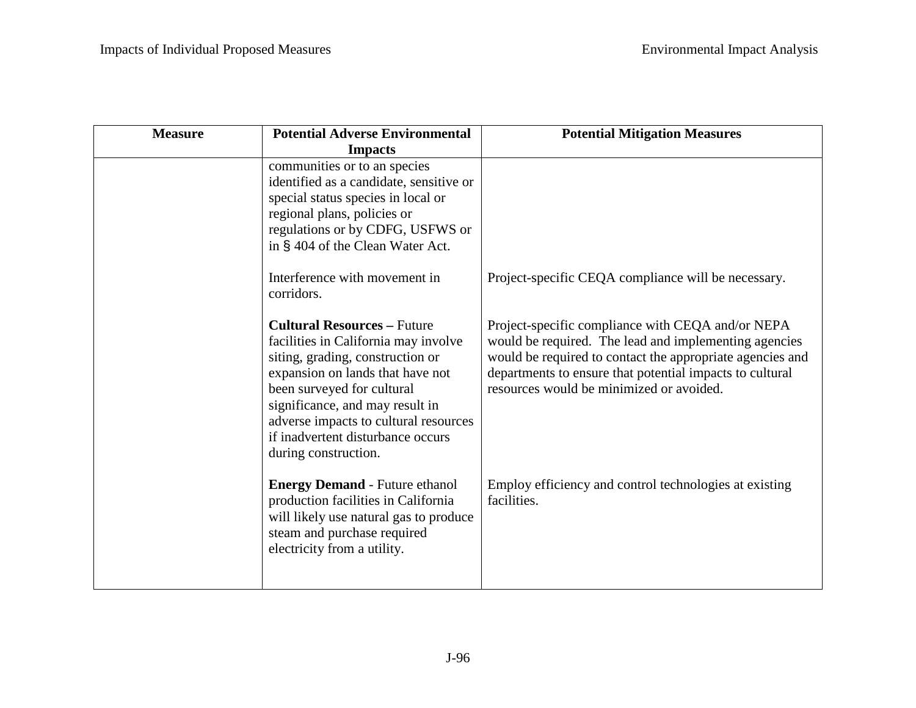| Measure | Potential Adverse Environmental Impacts | Potential Mitigation Measures |
|---|---|---|
| | communities or to an species identified as a candidate, sensitive or special status species in local or regional plans, policies or regulations or by CDFG, USFWS or in § 404 of the Clean Water Act. | |
| | Interference with movement in corridors. | Project-specific CEQA compliance will be necessary. |
| | **Cultural Resources –** Future facilities in California may involve siting, grading, construction or expansion on lands that have not been surveyed for cultural significance, and may result in adverse impacts to cultural resources if inadvertent disturbance occurs during construction. | Project-specific compliance with CEQA and/or NEPA would be required. The lead and implementing agencies would be required to contact the appropriate agencies and departments to ensure that potential impacts to cultural resources would be minimized or avoided. |
| | **Energy Demand** - Future ethanol production facilities in California will likely use natural gas to produce steam and purchase required electricity from a utility. | Employ efficiency and control technologies at existing facilities. |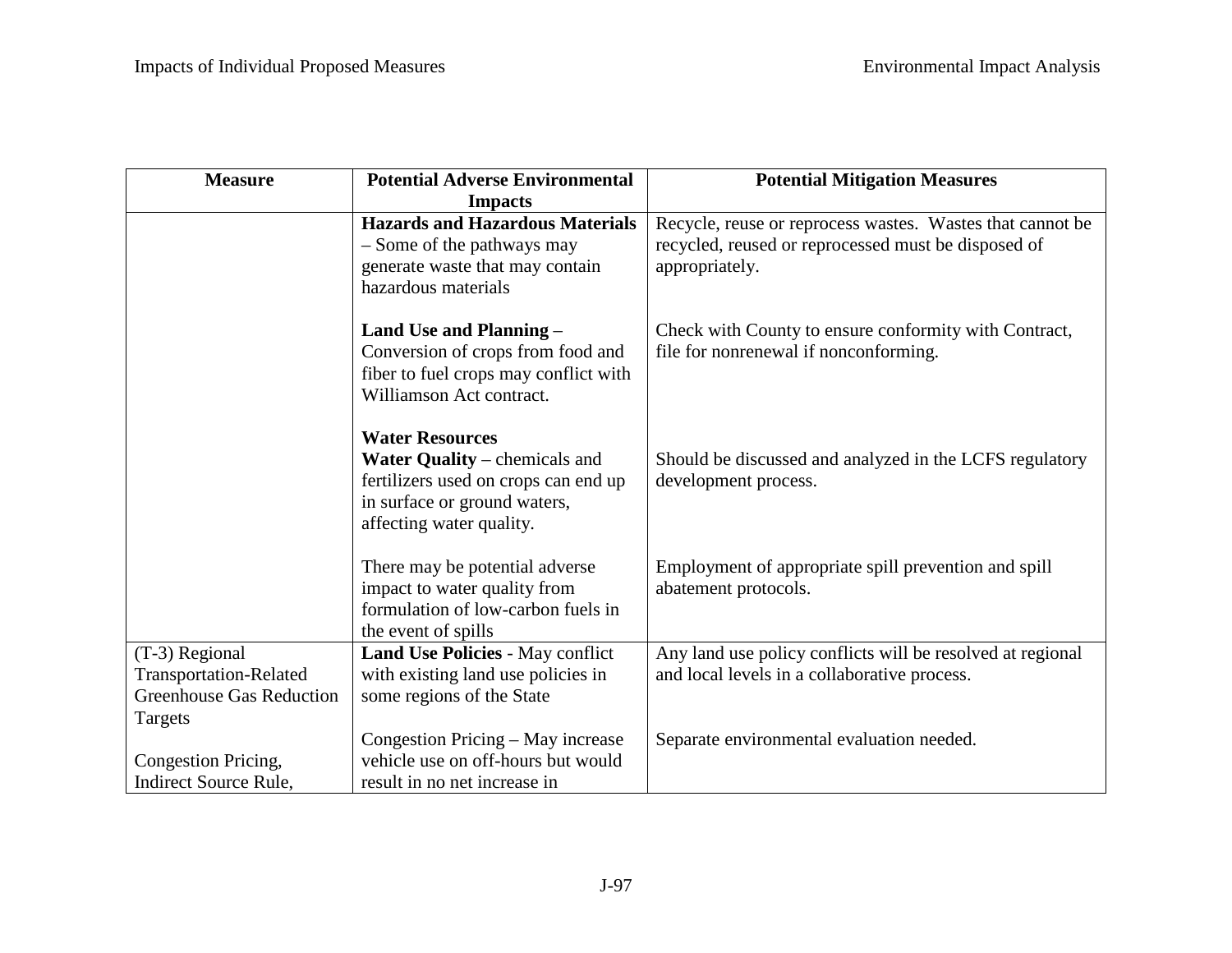| Measure | Potential Adverse Environmental Impacts | Potential Mitigation Measures |
| --- | --- | --- |
| | **Hazards and Hazardous Materials** – Some of the pathways may generate waste that may contain hazardous materials | Recycle, reuse or reprocess wastes. Wastes that cannot be recycled, reused or reprocessed must be disposed of appropriately. |
| | **Land Use and Planning** – Conversion of crops from food and fiber to fuel crops may conflict with Williamson Act contract. | Check with County to ensure conformity with Contract, file for nonrenewal if nonconforming. |
| | **Water Resources**<br>**Water Quality** – chemicals and fertilizers used on crops can end up in surface or ground waters, affecting water quality. | Should be discussed and analyzed in the LCFS regulatory development process. |
| | There may be potential adverse impact to water quality from formulation of low-carbon fuels in the event of spills | Employment of appropriate spill prevention and spill abatement protocols. |
| (T-3) Regional Transportation-Related Greenhouse Gas Reduction Targets | **Land Use Policies** - May conflict with existing land use policies in some regions of the State | Any land use policy conflicts will be resolved at regional and local levels in a collaborative process. |
| Congestion Pricing, Indirect Source Rule, | Congestion Pricing – May increase vehicle use on off-hours but would result in no net increase in | Separate environmental evaluation needed. |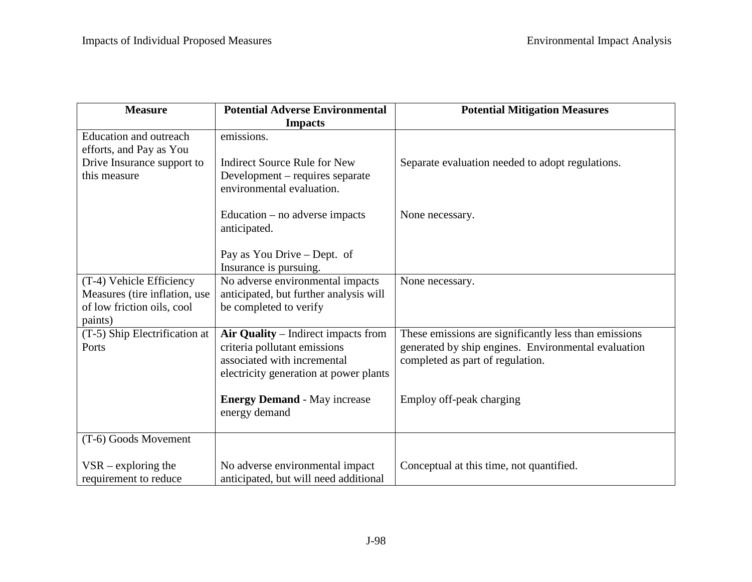| Measure | Potential Adverse Environmental Impacts | Potential Mitigation Measures |
|---|---|---|
| Education and outreach efforts, and Pay as You Drive Insurance support to this measure | emissions.<br><br>Indirect Source Rule for New Development – requires separate environmental evaluation.<br><br>Education – no adverse impacts anticipated.<br><br>Pay as You Drive – Dept. of Insurance is pursuing. | <br><br>Separate evaluation needed to adopt regulations.<br><br>None necessary. |
| (T-4) Vehicle Efficiency Measures (tire inflation, use of low friction oils, cool paints) | No adverse environmental impacts anticipated, but further analysis will be completed to verify | None necessary. |
| (T-5) Ship Electrification at Ports | **Air Quality** – Indirect impacts from criteria pollutant emissions associated with incremental electricity generation at power plants<br><br>**Energy Demand** - May increase energy demand | These emissions are significantly less than emissions generated by ship engines. Environmental evaluation completed as part of regulation.<br><br>Employ off-peak charging |
| (T-6) Goods Movement<br><br>VSR – exploring the requirement to reduce | <br><br>No adverse environmental impact anticipated, but will need additional | <br><br>Conceptual at this time, not quantified. |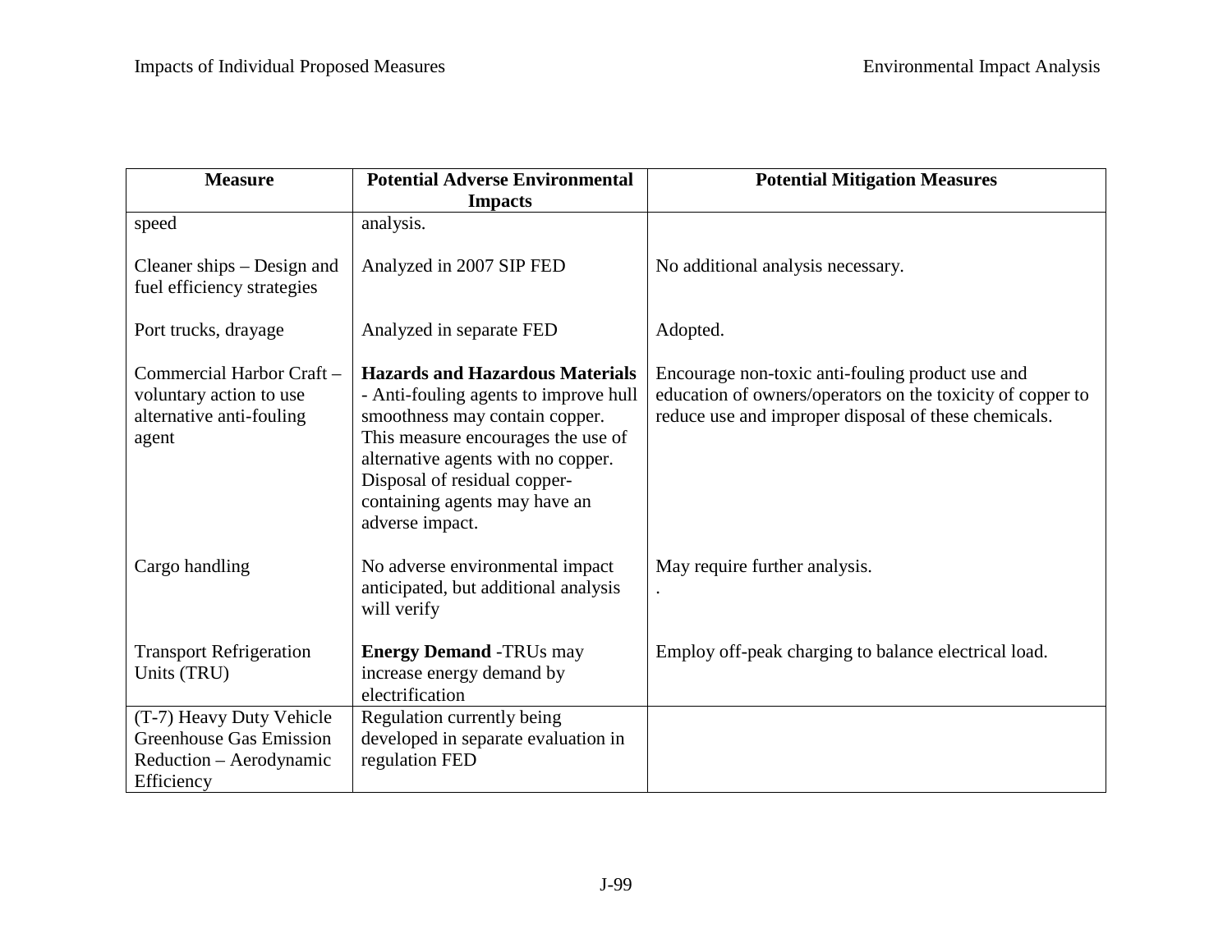| Measure | Potential Adverse Environmental Impacts | Potential Mitigation Measures |
|---|---|---|
| speed | analysis. | |
| Cleaner ships – Design and fuel efficiency strategies | Analyzed in 2007 SIP FED | No additional analysis necessary. |
| Port trucks, drayage | Analyzed in separate FED | Adopted. |
| Commercial Harbor Craft – voluntary action to use alternative anti-fouling agent | **Hazards and Hazardous Materials** - Anti-fouling agents to improve hull smoothness may contain copper. This measure encourages the use of alternative agents with no copper. Disposal of residual copper-containing agents may have an adverse impact. | Encourage non-toxic anti-fouling product use and education of owners/operators on the toxicity of copper to reduce use and improper disposal of these chemicals. |
| Cargo handling | No adverse environmental impact anticipated, but additional analysis will verify | May require further analysis. . |
| Transport Refrigeration Units (TRU) | **Energy Demand** -TRUs may increase energy demand by electrification | Employ off-peak charging to balance electrical load. |
| (T-7) Heavy Duty Vehicle Greenhouse Gas Emission Reduction – Aerodynamic Efficiency | Regulation currently being developed in separate evaluation in regulation FED | |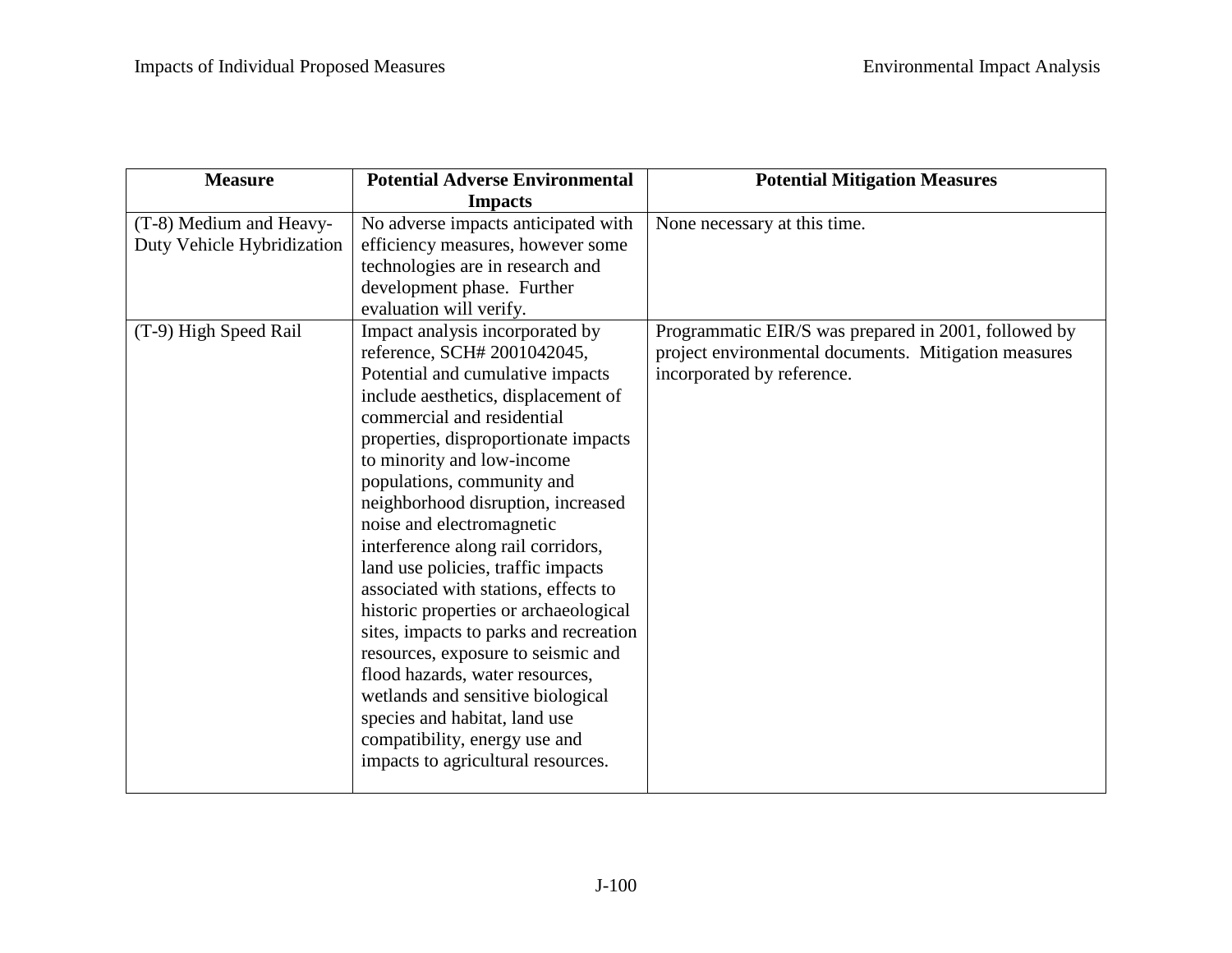| Measure | Potential Adverse Environmental Impacts | Potential Mitigation Measures |
|---|---|---|
| (T-8) Medium and Heavy-Duty Vehicle Hybridization | No adverse impacts anticipated with efficiency measures, however some technologies are in research and development phase. Further evaluation will verify. | None necessary at this time. |
| (T-9) High Speed Rail | Impact analysis incorporated by reference, SCH# 2001042045, Potential and cumulative impacts include aesthetics, displacement of commercial and residential properties, disproportionate impacts to minority and low-income populations, community and neighborhood disruption, increased noise and electromagnetic interference along rail corridors, land use policies, traffic impacts associated with stations, effects to historic properties or archaeological sites, impacts to parks and recreation resources, exposure to seismic and flood hazards, water resources, wetlands and sensitive biological species and habitat, land use compatibility, energy use and impacts to agricultural resources. | Programmatic EIR/S was prepared in 2001, followed by project environmental documents. Mitigation measures incorporated by reference. |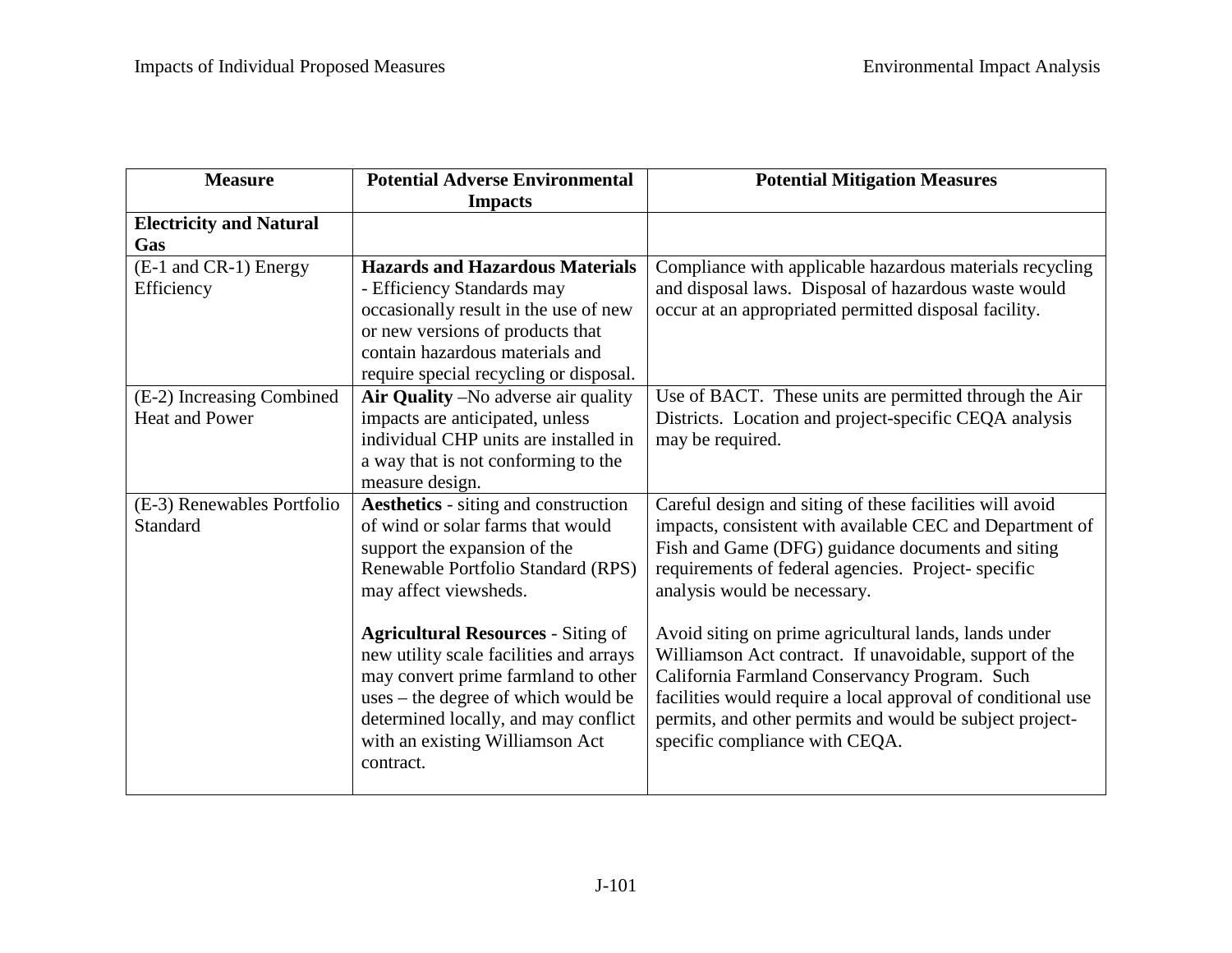| Measure | Potential Adverse Environmental Impacts | Potential Mitigation Measures |
|---|---|---|
| **Electricity and Natural Gas** | | |
| (E-1 and CR-1) Energy Efficiency | **Hazards and Hazardous Materials** - Efficiency Standards may occasionally result in the use of new or new versions of products that contain hazardous materials and require special recycling or disposal. | Compliance with applicable hazardous materials recycling and disposal laws. Disposal of hazardous waste would occur at an appropriated permitted disposal facility. |
| (E-2) Increasing Combined Heat and Power | **Air Quality** –No adverse air quality impacts are anticipated, unless individual CHP units are installed in a way that is not conforming to the measure design. | Use of BACT. These units are permitted through the Air Districts. Location and project-specific CEQA analysis may be required. |
| (E-3) Renewables Portfolio Standard | **Aesthetics** - siting and construction of wind or solar farms that would support the expansion of the Renewable Portfolio Standard (RPS) may affect viewsheds.<br><br>**Agricultural Resources** - Siting of new utility scale facilities and arrays may convert prime farmland to other uses – the degree of which would be determined locally, and may conflict with an existing Williamson Act contract. | Careful design and siting of these facilities will avoid impacts, consistent with available CEC and Department of Fish and Game (DFG) guidance documents and siting requirements of federal agencies. Project- specific analysis would be necessary.<br><br>Avoid siting on prime agricultural lands, lands under Williamson Act contract. If unavoidable, support of the California Farmland Conservancy Program. Such facilities would require a local approval of conditional use permits, and other permits and would be subject project-specific compliance with CEQA. |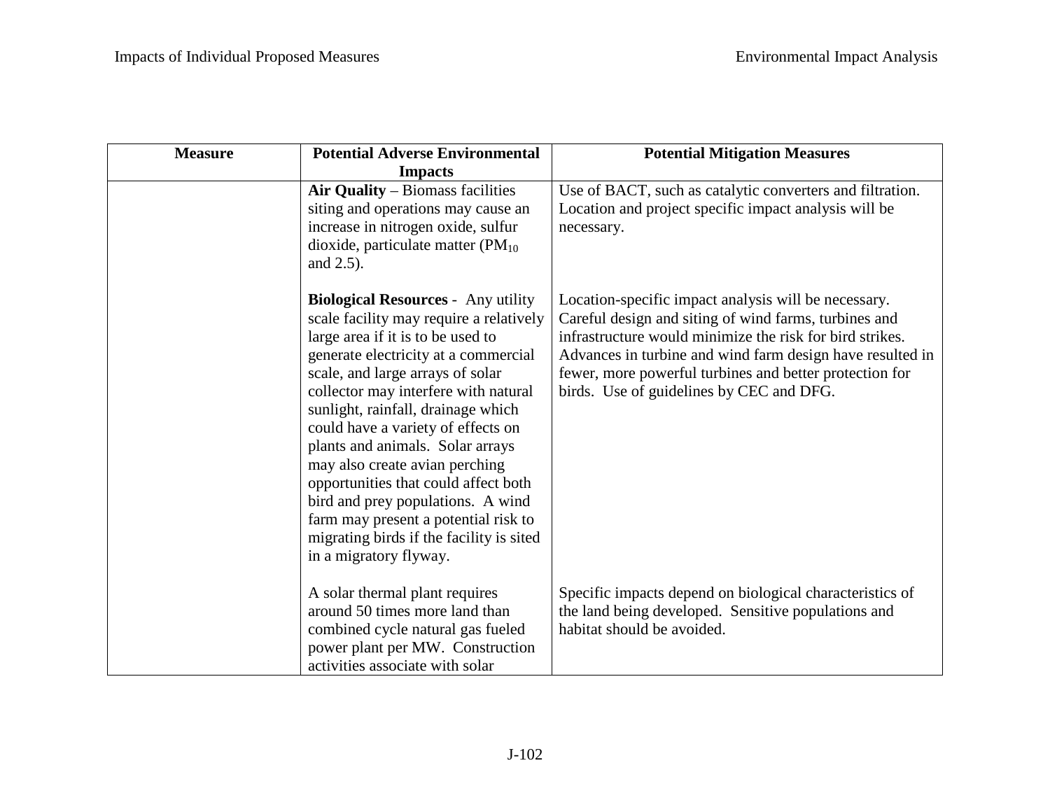| Measure | Potential Adverse Environmental Impacts | Potential Mitigation Measures |
|---|---|---|
| | **Air Quality** – Biomass facilities siting and operations may cause an increase in nitrogen oxide, sulfur dioxide, particulate matter ($PM_{10}$ and 2.5). | Use of BACT, such as catalytic converters and filtration. Location and project specific impact analysis will be necessary. |
| | **Biological Resources** - Any utility scale facility may require a relatively large area if it is to be used to generate electricity at a commercial scale, and large arrays of solar collector may interfere with natural sunlight, rainfall, drainage which could have a variety of effects on plants and animals. Solar arrays may also create avian perching opportunities that could affect both bird and prey populations. A wind farm may present a potential risk to migrating birds if the facility is sited in a migratory flyway. | Location-specific impact analysis will be necessary. Careful design and siting of wind farms, turbines and infrastructure would minimize the risk for bird strikes. Advances in turbine and wind farm design have resulted in fewer, more powerful turbines and better protection for birds. Use of guidelines by CEC and DFG. |
| | A solar thermal plant requires around 50 times more land than combined cycle natural gas fueled power plant per MW. Construction activities associate with solar | Specific impacts depend on biological characteristics of the land being developed. Sensitive populations and habitat should be avoided. |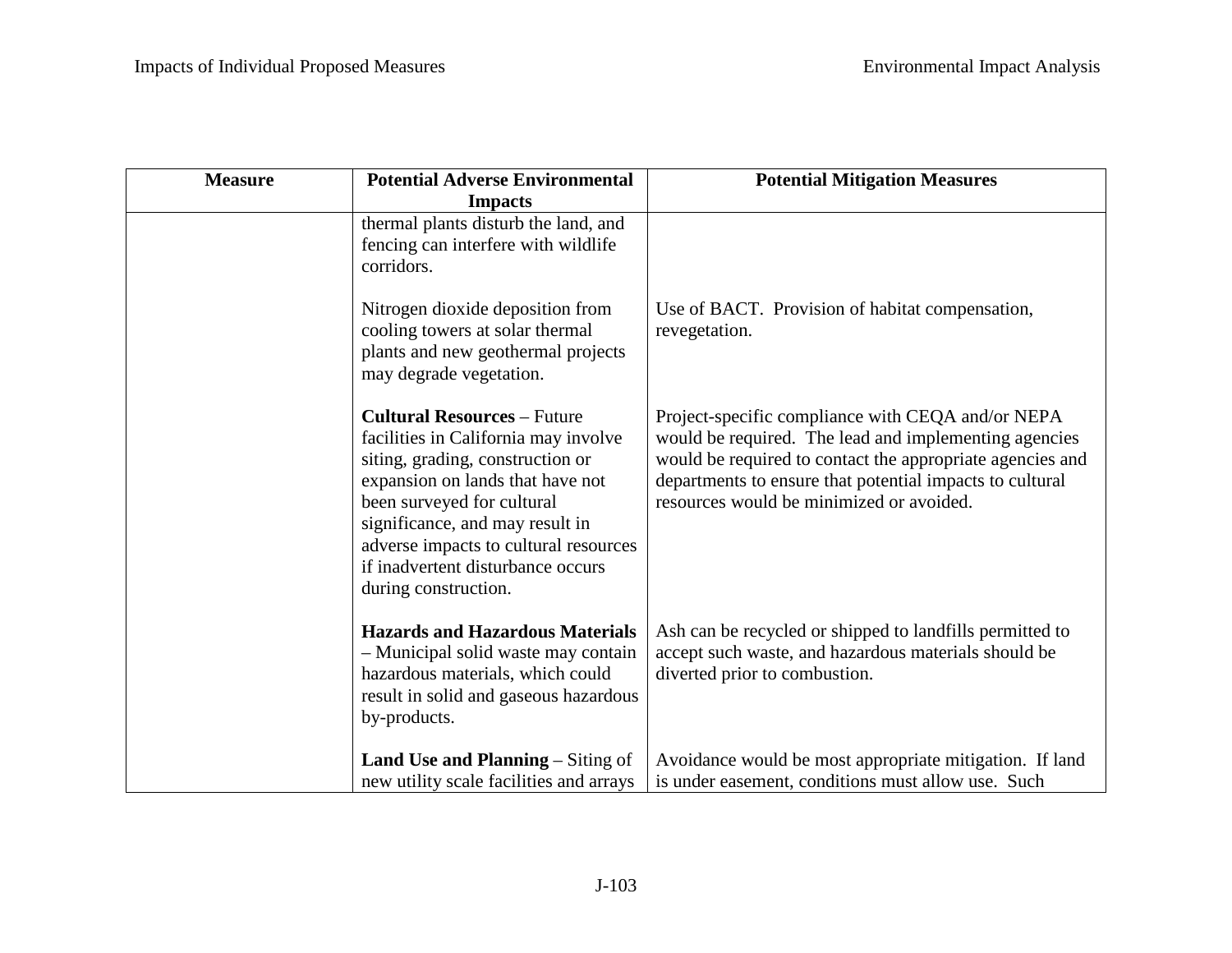| Measure | Potential Adverse Environmental Impacts | Potential Mitigation Measures |
|---|---|---|
| | thermal plants disturb the land, and fencing can interfere with wildlife corridors. | |
| | Nitrogen dioxide deposition from cooling towers at solar thermal plants and new geothermal projects may degrade vegetation. | Use of BACT. Provision of habitat compensation, revegetation. |
| | **Cultural Resources** – Future facilities in California may involve siting, grading, construction or expansion on lands that have not been surveyed for cultural significance, and may result in adverse impacts to cultural resources if inadvertent disturbance occurs during construction. | Project-specific compliance with CEQA and/or NEPA would be required. The lead and implementing agencies would be required to contact the appropriate agencies and departments to ensure that potential impacts to cultural resources would be minimized or avoided. |
| | **Hazards and Hazardous Materials** – Municipal solid waste may contain hazardous materials, which could result in solid and gaseous hazardous by-products. | Ash can be recycled or shipped to landfills permitted to accept such waste, and hazardous materials should be diverted prior to combustion. |
| | **Land Use and Planning** – Siting of new utility scale facilities and arrays | Avoidance would be most appropriate mitigation. If land is under easement, conditions must allow use. Such |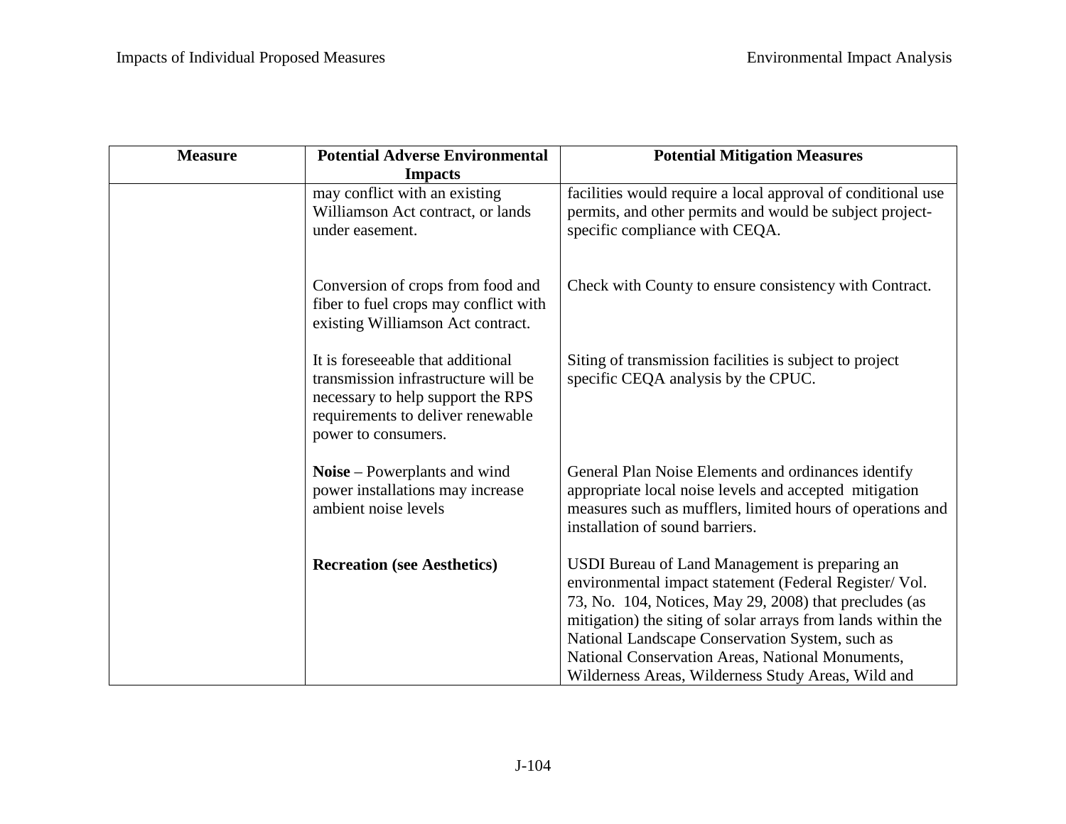| Measure | Potential Adverse Environmental Impacts | Potential Mitigation Measures |
|---|---|---|
| | may conflict with an existing Williamson Act contract, or lands under easement. | facilities would require a local approval of conditional use permits, and other permits and would be subject project-specific compliance with CEQA. |
| | Conversion of crops from food and fiber to fuel crops may conflict with existing Williamson Act contract. | Check with County to ensure consistency with Contract. |
| | It is foreseeable that additional transmission infrastructure will be necessary to help support the RPS requirements to deliver renewable power to consumers. | Siting of transmission facilities is subject to project specific CEQA analysis by the CPUC. |
| | **Noise** – Powerplants and wind power installations may increase ambient noise levels | General Plan Noise Elements and ordinances identify appropriate local noise levels and accepted mitigation measures such as mufflers, limited hours of operations and installation of sound barriers. |
| | **Recreation (see Aesthetics)** | USDI Bureau of Land Management is preparing an environmental impact statement (Federal Register/ Vol. 73, No. 104, Notices, May 29, 2008) that precludes (as mitigation) the siting of solar arrays from lands within the National Landscape Conservation System, such as National Conservation Areas, National Monuments, Wilderness Areas, Wilderness Study Areas, Wild and |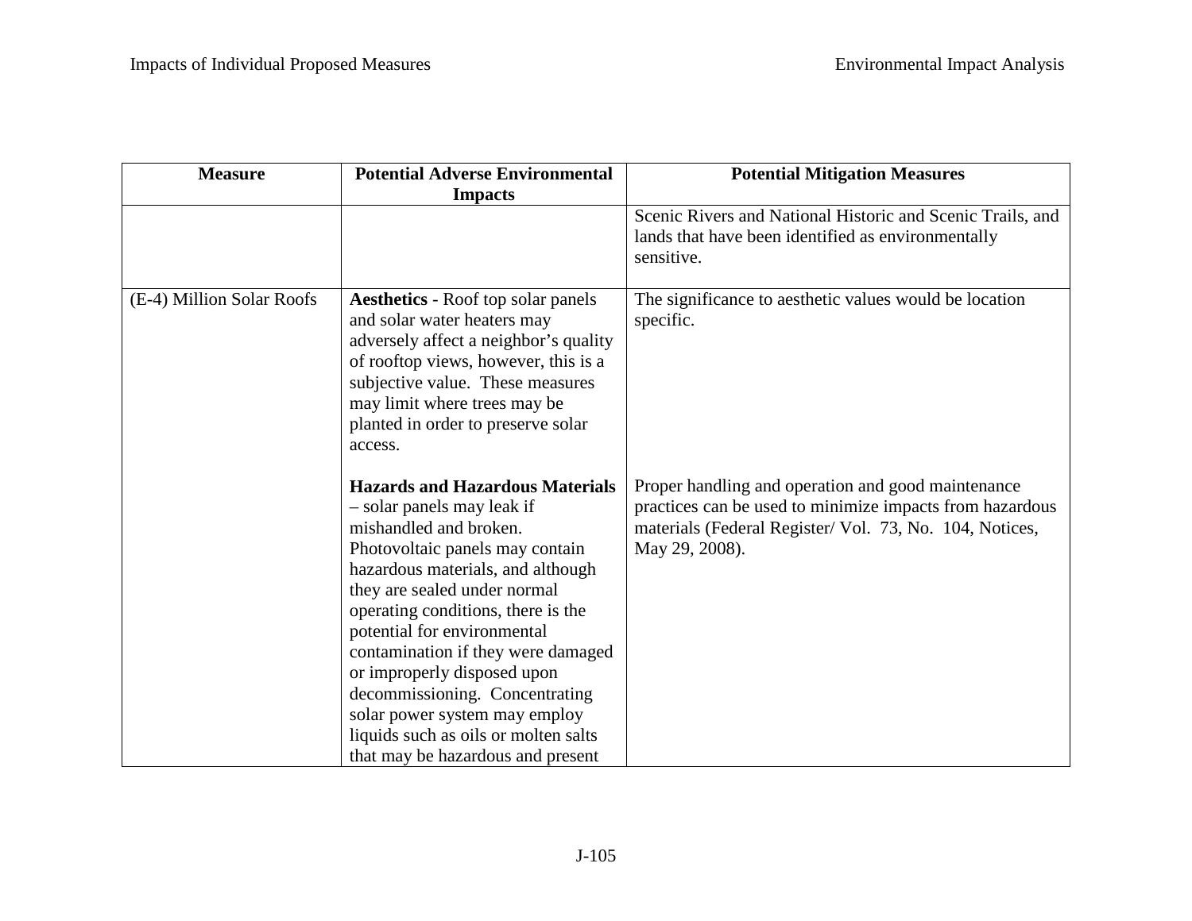| Measure | Potential Adverse Environmental Impacts | Potential Mitigation Measures |
|---|---|---|
| | | Scenic Rivers and National Historic and Scenic Trails, and lands that have been identified as environmentally sensitive. |
| (E-4) Million Solar Roofs | **Aesthetics** - Roof top solar panels and solar water heaters may adversely affect a neighbor's quality of rooftop views, however, this is a subjective value. These measures may limit where trees may be planted in order to preserve solar access. | The significance to aesthetic values would be location specific. |
| | **Hazards and Hazardous Materials** – solar panels may leak if mishandled and broken. Photovoltaic panels may contain hazardous materials, and although they are sealed under normal operating conditions, there is the potential for environmental contamination if they were damaged or improperly disposed upon decommissioning. Concentrating solar power system may employ liquids such as oils or molten salts that may be hazardous and present | Proper handling and operation and good maintenance practices can be used to minimize impacts from hazardous materials (Federal Register/ Vol. 73, No. 104, Notices, May 29, 2008). |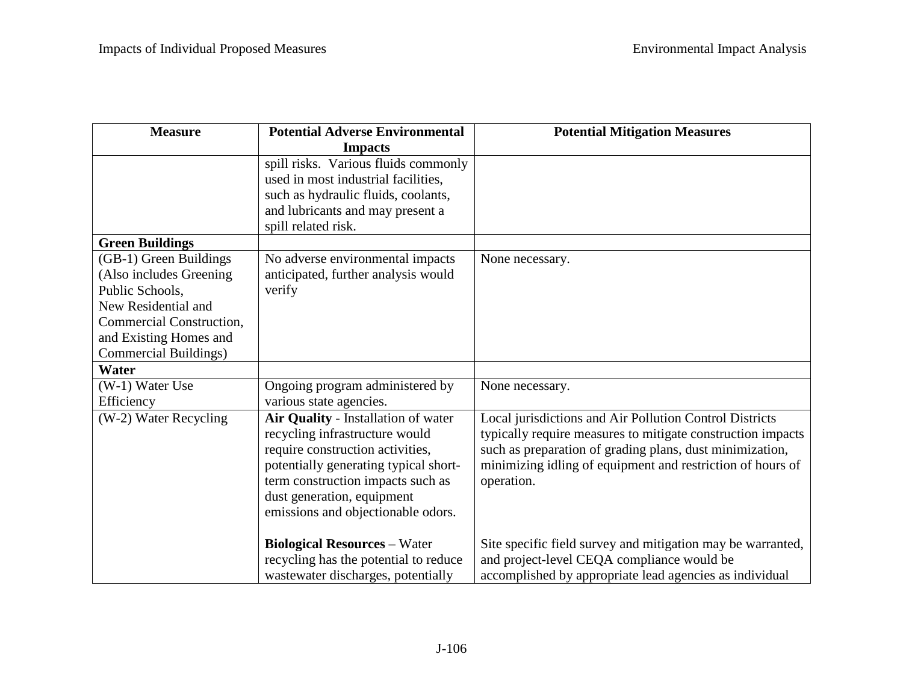| Measure | Potential Adverse Environmental Impacts | Potential Mitigation Measures |
|---|---|---|
| | spill risks. Various fluids commonly used in most industrial facilities, such as hydraulic fluids, coolants, and lubricants and may present a spill related risk. | |
| **Green Buildings** | | |
| (GB-1) Green Buildings (Also includes Greening Public Schools, New Residential and Commercial Construction, and Existing Homes and Commercial Buildings) | No adverse environmental impacts anticipated, further analysis would verify | None necessary. |
| **Water** | | |
| (W-1) Water Use Efficiency | Ongoing program administered by various state agencies. | None necessary. |
| (W-2) Water Recycling | **Air Quality** - Installation of water recycling infrastructure would require construction activities, potentially generating typical short-term construction impacts such as dust generation, equipment emissions and objectionable odors.<br><br>**Biological Resources** – Water recycling has the potential to reduce wastewater discharges, potentially | Local jurisdictions and Air Pollution Control Districts typically require measures to mitigate construction impacts such as preparation of grading plans, dust minimization, minimizing idling of equipment and restriction of hours of operation.<br><br>Site specific field survey and mitigation may be warranted, and project-level CEQA compliance would be accomplished by appropriate lead agencies as individual |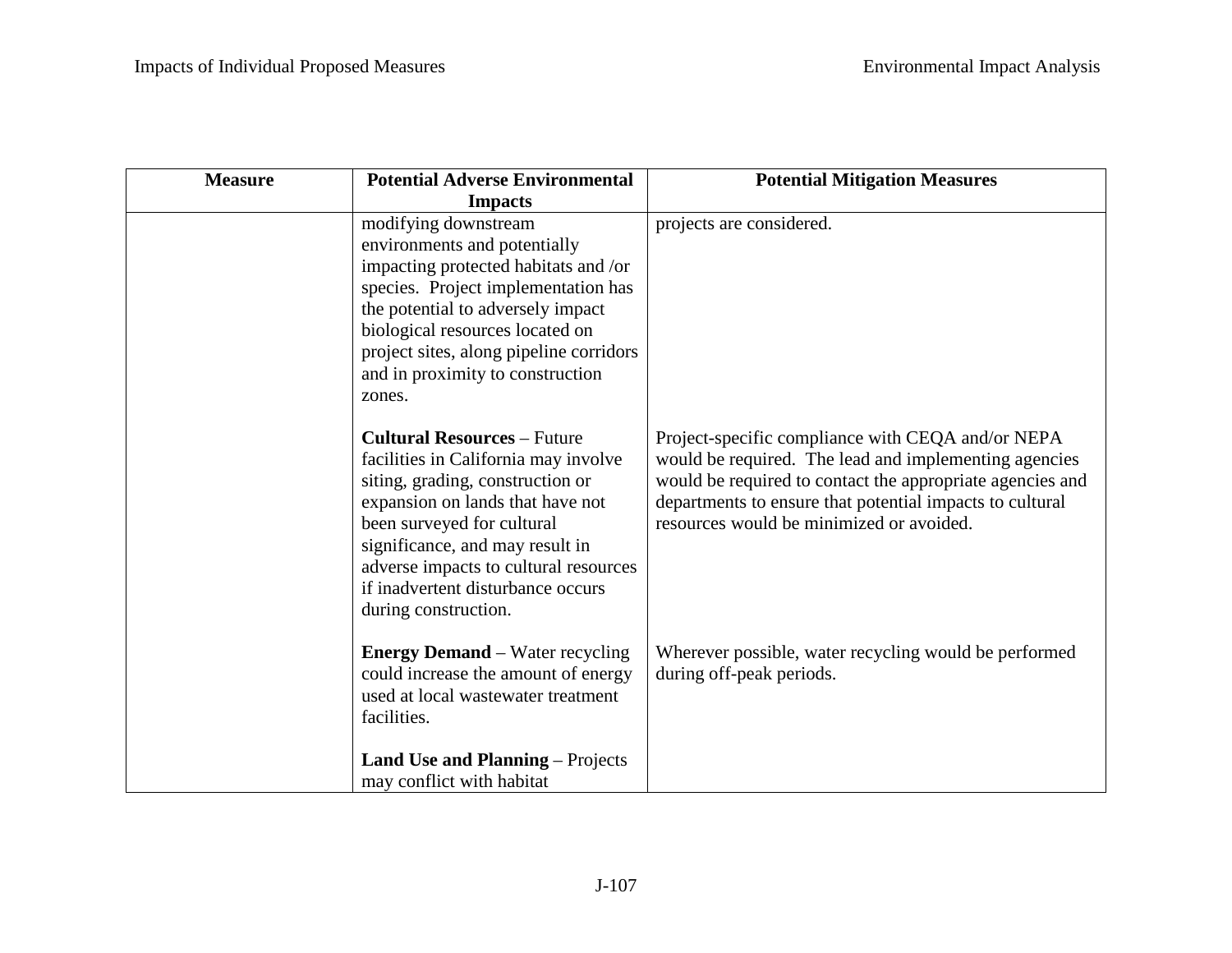| Measure | Potential Adverse Environmental Impacts | Potential Mitigation Measures |
|---|---|---|
| | modifying downstream environments and potentially impacting protected habitats and /or species. Project implementation has the potential to adversely impact biological resources located on project sites, along pipeline corridors and in proximity to construction zones. | projects are considered. |
| | **Cultural Resources** – Future facilities in California may involve siting, grading, construction or expansion on lands that have not been surveyed for cultural significance, and may result in adverse impacts to cultural resources if inadvertent disturbance occurs during construction. | Project-specific compliance with CEQA and/or NEPA would be required. The lead and implementing agencies would be required to contact the appropriate agencies and departments to ensure that potential impacts to cultural resources would be minimized or avoided. |
| | **Energy Demand** – Water recycling could increase the amount of energy used at local wastewater treatment facilities. | Wherever possible, water recycling would be performed during off-peak periods. |
| | **Land Use and Planning** – Projects may conflict with habitat | |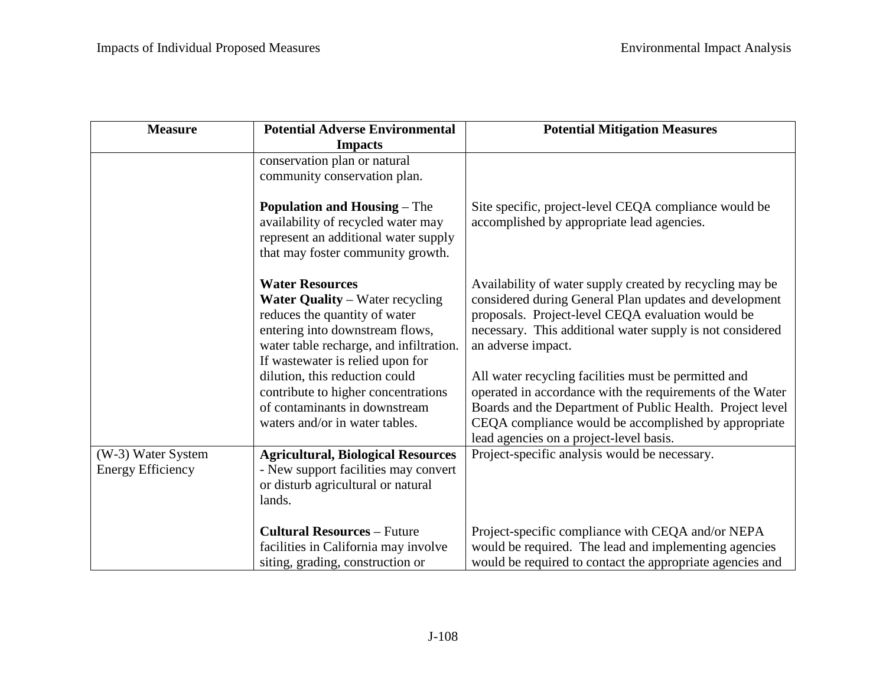| Measure | Potential Adverse Environmental Impacts | Potential Mitigation Measures |
|---|---|---|
| | conservation plan or natural community conservation plan. | |
| | **Population and Housing** – The availability of recycled water may represent an additional water supply that may foster community growth. | Site specific, project-level CEQA compliance would be accomplished by appropriate lead agencies. |
| | **Water Resources**<br>**Water Quality** – Water recycling reduces the quantity of water entering into downstream flows, water table recharge, and infiltration. If wastewater is relied upon for dilution, this reduction could contribute to higher concentrations of contaminants in downstream waters and/or in water tables. | Availability of water supply created by recycling may be considered during General Plan updates and development proposals. Project-level CEQA evaluation would be necessary. This additional water supply is not considered an adverse impact.<br><br>All water recycling facilities must be permitted and operated in accordance with the requirements of the Water Boards and the Department of Public Health. Project level CEQA compliance would be accomplished by appropriate lead agencies on a project-level basis. |
| (W-3) Water System Energy Efficiency | **Agricultural, Biological Resources** - New support facilities may convert or disturb agricultural or natural lands. | Project-specific analysis would be necessary. |
| | **Cultural Resources** – Future facilities in California may involve siting, grading, construction or | Project-specific compliance with CEQA and/or NEPA would be required. The lead and implementing agencies would be required to contact the appropriate agencies and |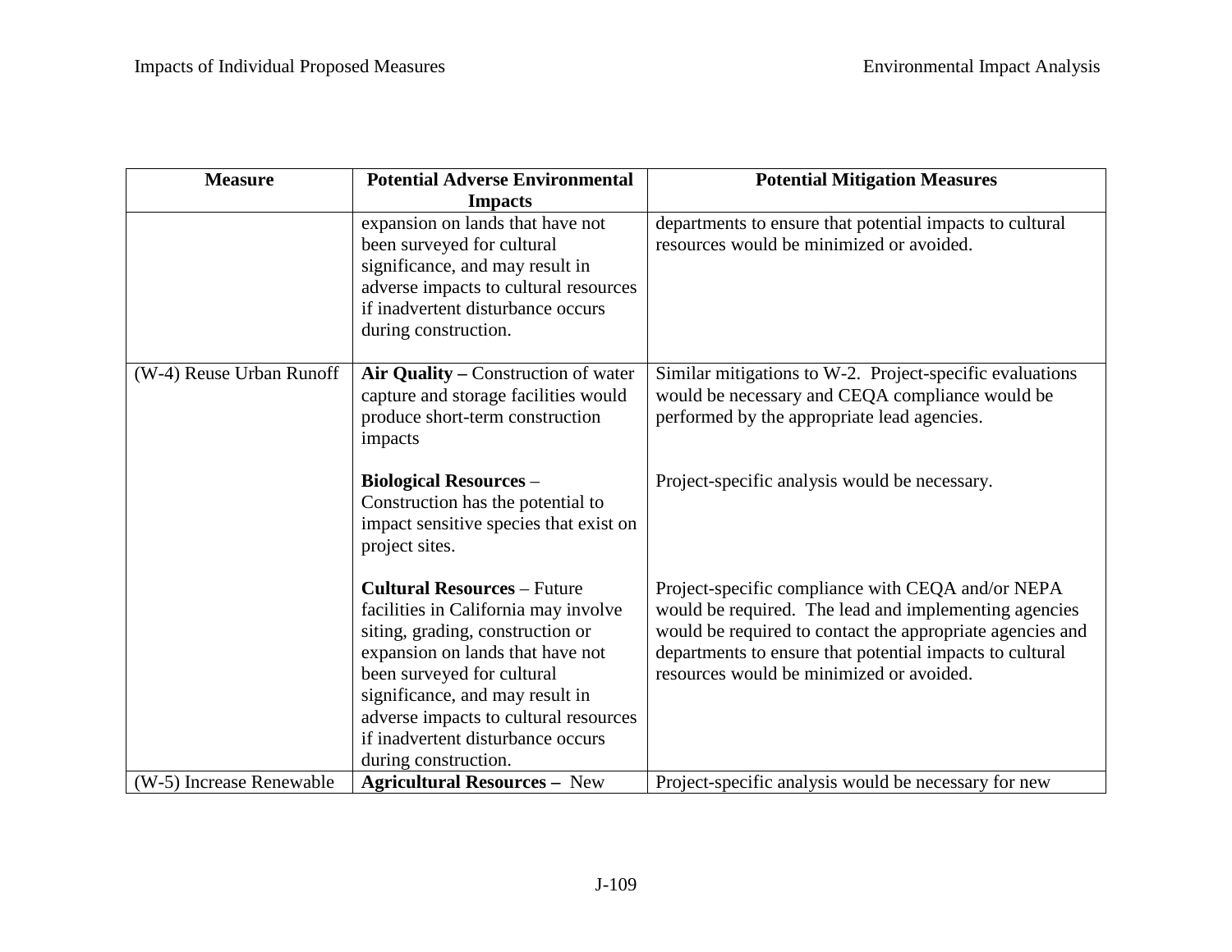| Measure | Potential Adverse Environmental Impacts | Potential Mitigation Measures |
|---|---|---|
| | expansion on lands that have not been surveyed for cultural significance, and may result in adverse impacts to cultural resources if inadvertent disturbance occurs during construction. | departments to ensure that potential impacts to cultural resources would be minimized or avoided. |
| (W-4) Reuse Urban Runoff | **Air Quality –** Construction of water capture and storage facilities would produce short-term construction impacts | Similar mitigations to W-2. Project-specific evaluations would be necessary and CEQA compliance would be performed by the appropriate lead agencies. |
| | **Biological Resources** – Construction has the potential to impact sensitive species that exist on project sites. | Project-specific analysis would be necessary. |
| | **Cultural Resources** – Future facilities in California may involve siting, grading, construction or expansion on lands that have not been surveyed for cultural significance, and may result in adverse impacts to cultural resources if inadvertent disturbance occurs during construction. | Project-specific compliance with CEQA and/or NEPA would be required. The lead and implementing agencies would be required to contact the appropriate agencies and departments to ensure that potential impacts to cultural resources would be minimized or avoided. |
| (W-5) Increase Renewable | **Agricultural Resources –** New | Project-specific analysis would be necessary for new |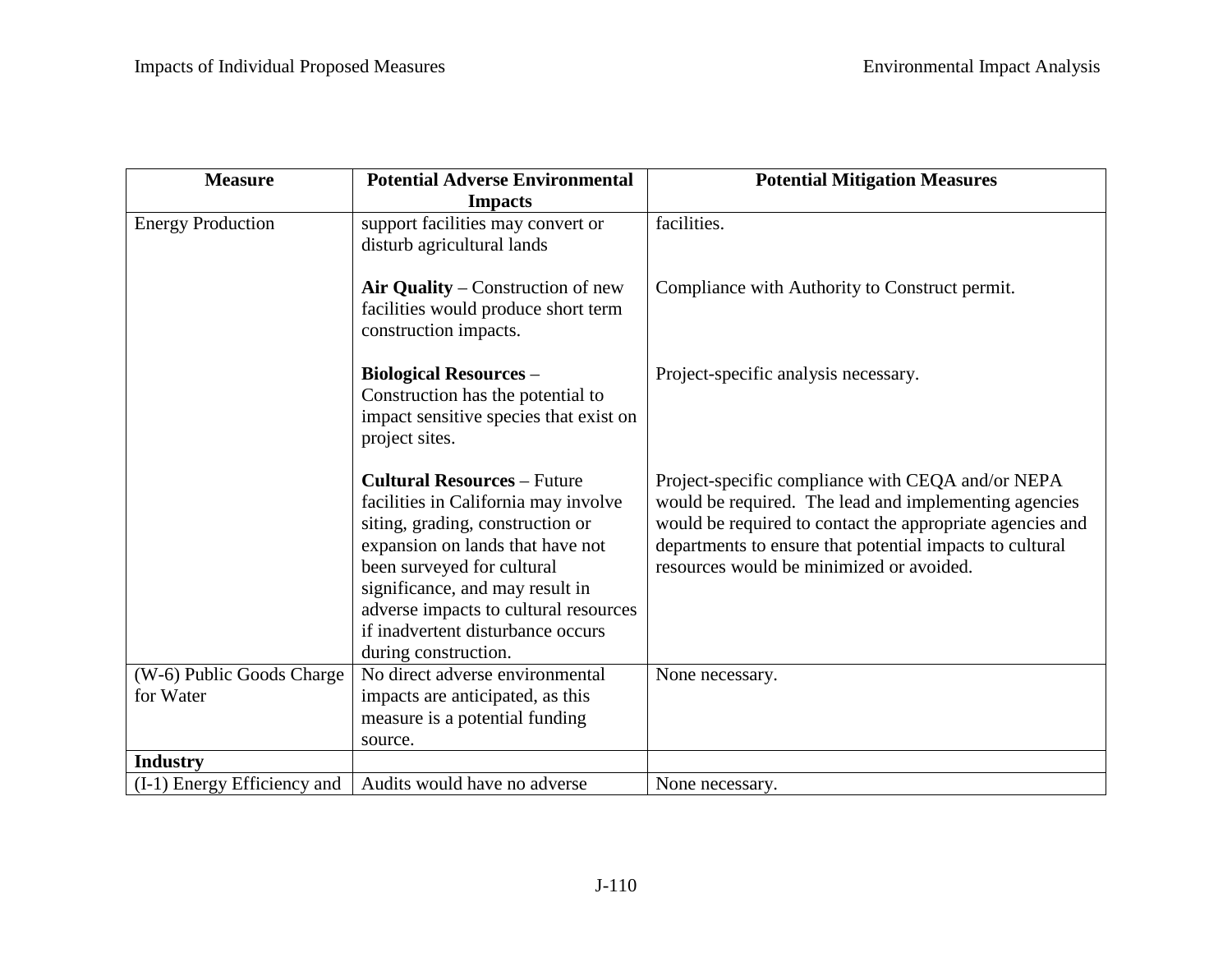| Measure | Potential Adverse Environmental Impacts | Potential Mitigation Measures |
|---|---|---|
| Energy Production | support facilities may convert or disturb agricultural lands<br><br>**Air Quality** – Construction of new facilities would produce short term construction impacts.<br><br>**Biological Resources** – Construction has the potential to impact sensitive species that exist on project sites.<br><br>**Cultural Resources** – Future facilities in California may involve siting, grading, construction or expansion on lands that have not been surveyed for cultural significance, and may result in adverse impacts to cultural resources if inadvertent disturbance occurs during construction. | facilities.<br><br>Compliance with Authority to Construct permit.<br><br>Project-specific analysis necessary.<br><br>Project-specific compliance with CEQA and/or NEPA would be required. The lead and implementing agencies would be required to contact the appropriate agencies and departments to ensure that potential impacts to cultural resources would be minimized or avoided. |
| (W-6) Public Goods Charge for Water | No direct adverse environmental impacts are anticipated, as this measure is a potential funding source. | None necessary. |
| **Industry** | | |
| (I-1) Energy Efficiency and | Audits would have no adverse | None necessary. |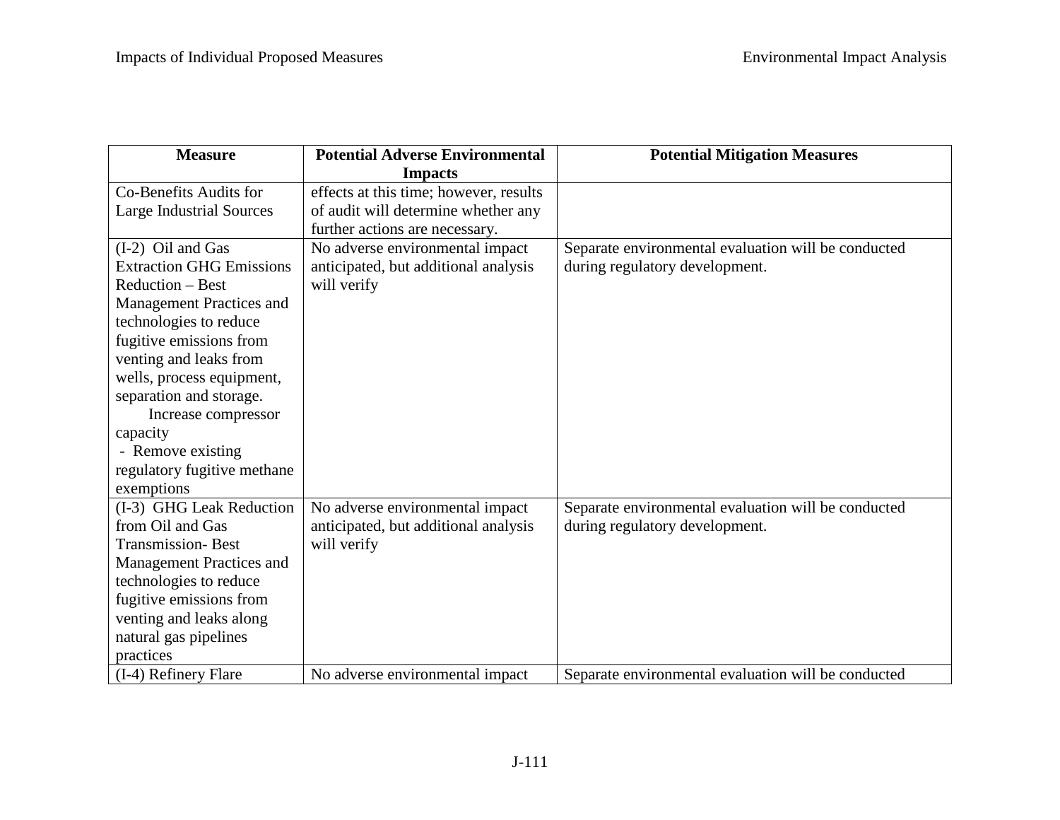| Measure | Potential Adverse Environmental Impacts | Potential Mitigation Measures |
|---|---|---|
| Co-Benefits Audits for Large Industrial Sources | effects at this time; however, results of audit will determine whether any further actions are necessary. | |
| (I-2) Oil and Gas Extraction GHG Emissions Reduction – Best Management Practices and technologies to reduce fugitive emissions from venting and leaks from wells, process equipment, separation and storage. Increase compressor capacity - Remove existing regulatory fugitive methane exemptions | No adverse environmental impact anticipated, but additional analysis will verify | Separate environmental evaluation will be conducted during regulatory development. |
| (I-3) GHG Leak Reduction from Oil and Gas Transmission- Best Management Practices and technologies to reduce fugitive emissions from venting and leaks along natural gas pipelines practices | No adverse environmental impact anticipated, but additional analysis will verify | Separate environmental evaluation will be conducted during regulatory development. |
| (I-4) Refinery Flare | No adverse environmental impact | Separate environmental evaluation will be conducted |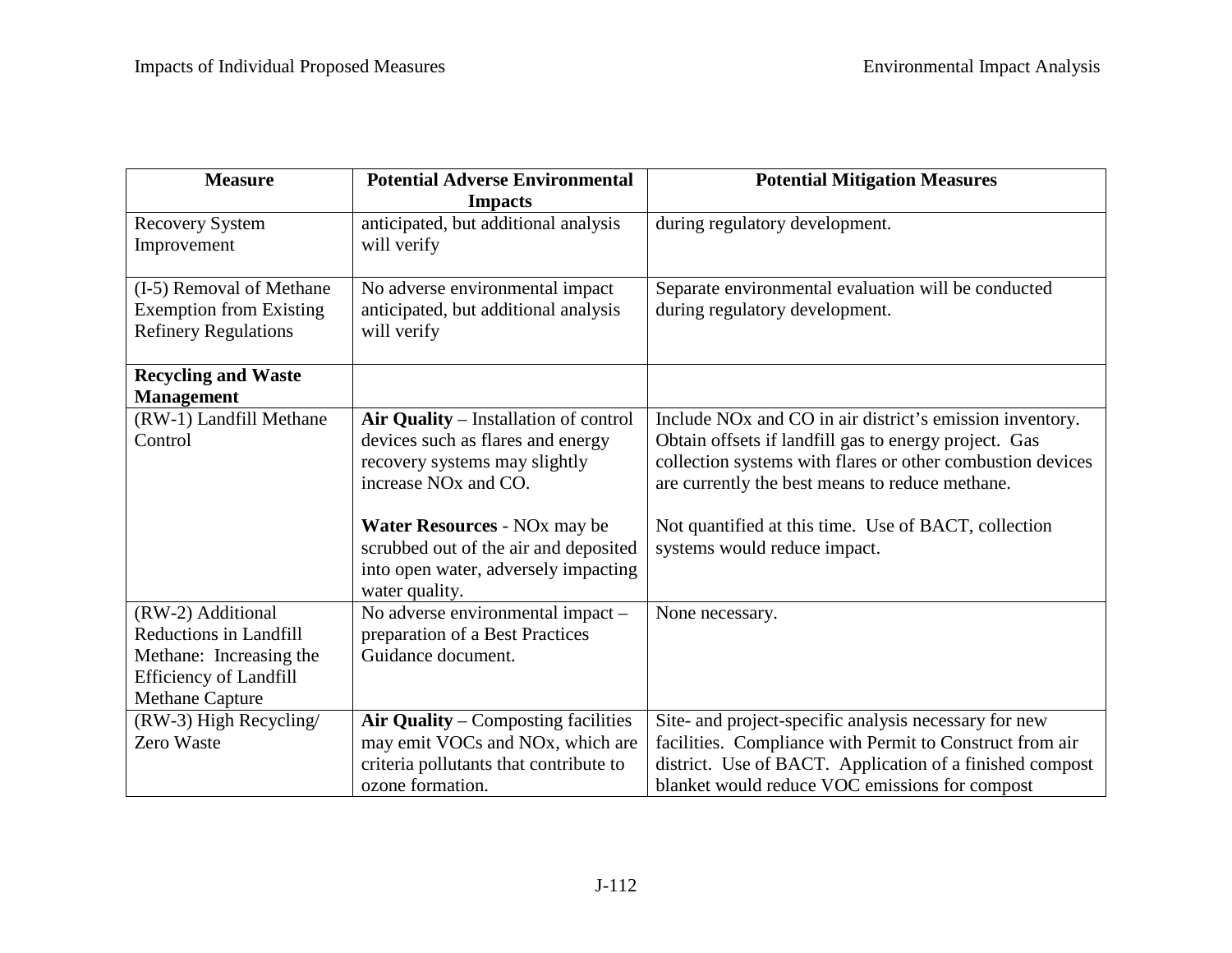| Measure | Potential Adverse Environmental Impacts | Potential Mitigation Measures |
| --- | --- | --- |
| Recovery System Improvement | anticipated, but additional analysis will verify | during regulatory development. |
| (I-5) Removal of Methane Exemption from Existing Refinery Regulations | No adverse environmental impact anticipated, but additional analysis will verify | Separate environmental evaluation will be conducted during regulatory development. |
| **Recycling and Waste Management** | | |
| (RW-1) Landfill Methane Control | **Air Quality** – Installation of control devices such as flares and energy recovery systems may slightly increase NOx and CO.<br><br>**Water Resources** - NOx may be scrubbed out of the air and deposited into open water, adversely impacting water quality. | Include NOx and CO in air district's emission inventory. Obtain offsets if landfill gas to energy project. Gas collection systems with flares or other combustion devices are currently the best means to reduce methane.<br><br>Not quantified at this time. Use of BACT, collection systems would reduce impact. |
| (RW-2) Additional Reductions in Landfill Methane: Increasing the Efficiency of Landfill Methane Capture | No adverse environmental impact – preparation of a Best Practices Guidance document. | None necessary. |
| (RW-3) High Recycling/ Zero Waste | **Air Quality** – Composting facilities may emit VOCs and NOx, which are criteria pollutants that contribute to ozone formation. | Site- and project-specific analysis necessary for new facilities. Compliance with Permit to Construct from air district. Use of BACT. Application of a finished compost blanket would reduce VOC emissions for compost |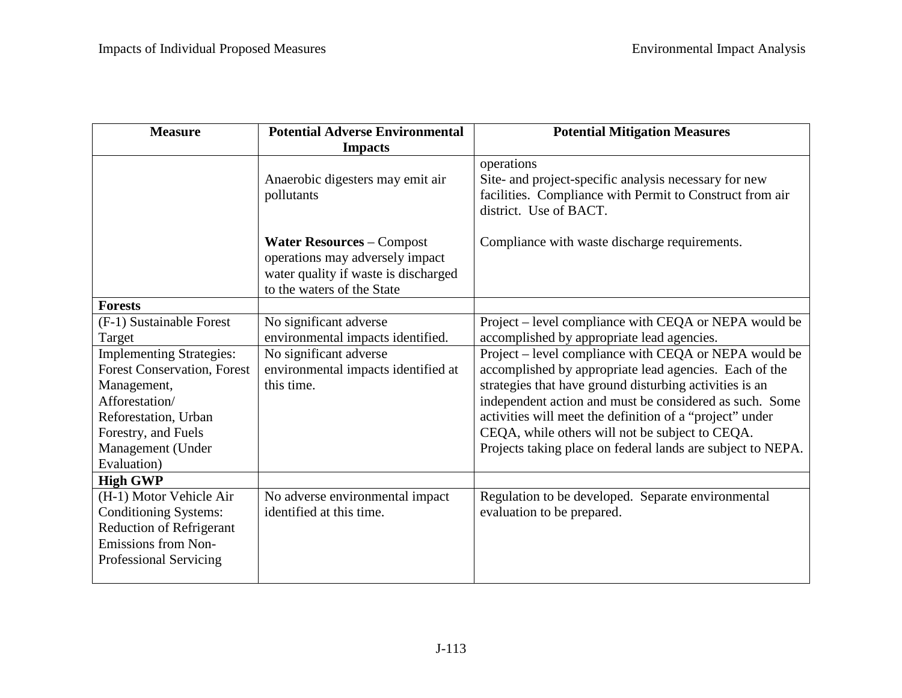| Measure | Potential Adverse Environmental Impacts | Potential Mitigation Measures |
|---|---|---|
| | | operations |
| | Anaerobic digesters may emit air pollutants | Site- and project-specific analysis necessary for new facilities. Compliance with Permit to Construct from air district. Use of BACT. |
| | **Water Resources** – Compost operations may adversely impact water quality if waste is discharged to the waters of the State | Compliance with waste discharge requirements. |
| **Forests** | | |
| (F-1) Sustainable Forest Target | No significant adverse environmental impacts identified. | Project – level compliance with CEQA or NEPA would be accomplished by appropriate lead agencies. |
| Implementing Strategies: Forest Conservation, Forest Management, Afforestation/ Reforestation, Urban Forestry, and Fuels Management (Under Evaluation) | No significant adverse environmental impacts identified at this time. | Project – level compliance with CEQA or NEPA would be accomplished by appropriate lead agencies. Each of the strategies that have ground disturbing activities is an independent action and must be considered as such. Some activities will meet the definition of a "project" under CEQA, while others will not be subject to CEQA. Projects taking place on federal lands are subject to NEPA. |
| **High GWP** | | |
| (H-1) Motor Vehicle Air Conditioning Systems: Reduction of Refrigerant Emissions from Non-Professional Servicing | No adverse environmental impact identified at this time. | Regulation to be developed. Separate environmental evaluation to be prepared. |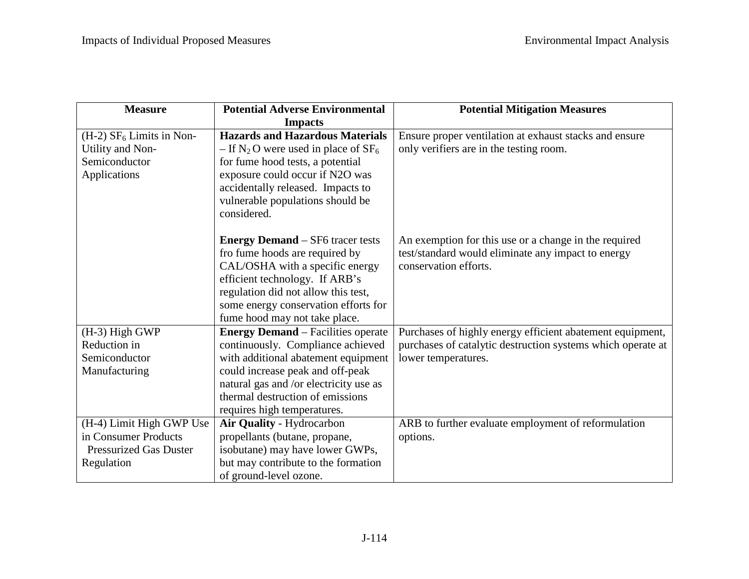| Measure | Potential Adverse Environmental Impacts | Potential Mitigation Measures |
| --- | --- | --- |
| (H-2) $SF_6$ Limits in Non-Utility and Non-Semiconductor Applications | **Hazards and Hazardous Materials** – If $N_2O$ were used in place of $SF_6$ for fume hood tests, a potential exposure could occur if N2O was accidentally released. Impacts to vulnerable populations should be considered. | Ensure proper ventilation at exhaust stacks and ensure only verifiers are in the testing room. |
| | **Energy Demand** – SF6 tracer tests fro fume hoods are required by CAL/OSHA with a specific energy efficient technology. If ARB's regulation did not allow this test, some energy conservation efforts for fume hood may not take place. | An exemption for this use or a change in the required test/standard would eliminate any impact to energy conservation efforts. |
| (H-3) High GWP Reduction in Semiconductor Manufacturing | **Energy Demand** – Facilities operate continuously. Compliance achieved with additional abatement equipment could increase peak and off-peak natural gas and /or electricity use as thermal destruction of emissions requires high temperatures. | Purchases of highly energy efficient abatement equipment, purchases of catalytic destruction systems which operate at lower temperatures. |
| (H-4) Limit High GWP Use in Consumer Products Pressurized Gas Duster Regulation | **Air Quality** - Hydrocarbon propellants (butane, propane, isobutane) may have lower GWPs, but may contribute to the formation of ground-level ozone. | ARB to further evaluate employment of reformulation options. |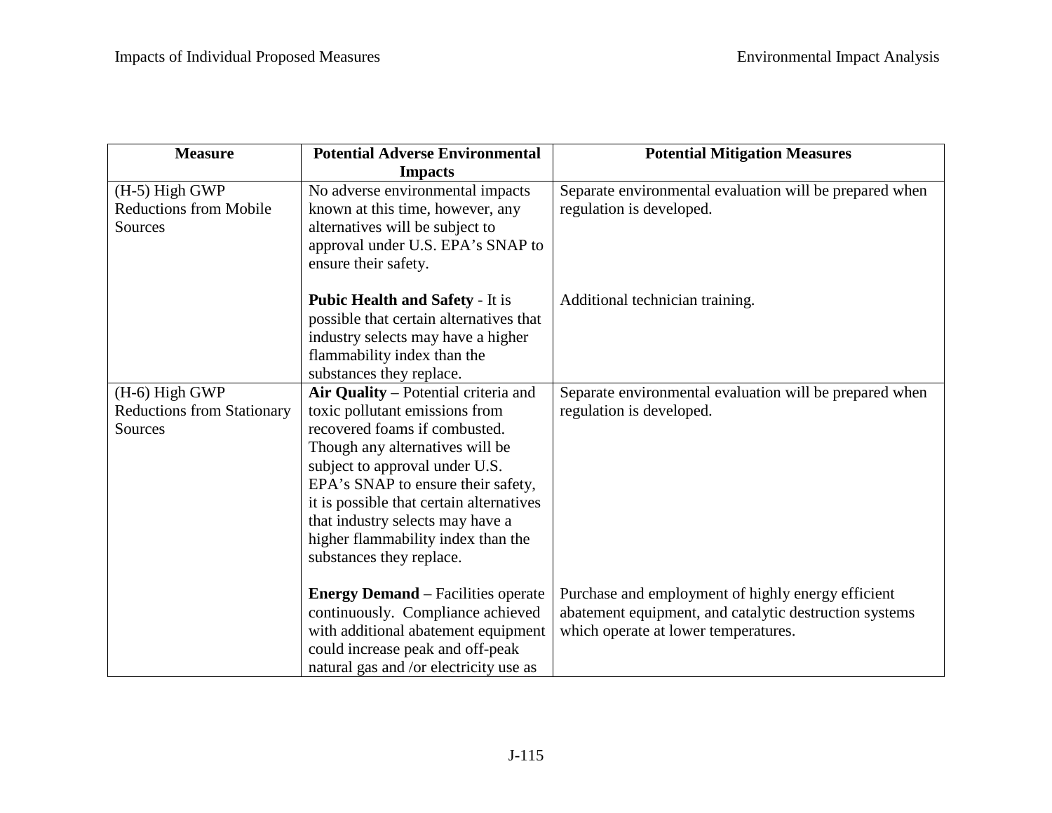| Measure | Potential Adverse Environmental Impacts | Potential Mitigation Measures |
|---|---|---|
| (H-5) High GWP Reductions from Mobile Sources | No adverse environmental impacts known at this time, however, any alternatives will be subject to approval under U.S. EPA's SNAP to ensure their safety. | Separate environmental evaluation will be prepared when regulation is developed. |
| | **Pubic Health and Safety** - It is possible that certain alternatives that industry selects may have a higher flammability index than the substances they replace. | Additional technician training. |
| (H-6) High GWP Reductions from Stationary Sources | **Air Quality** – Potential criteria and toxic pollutant emissions from recovered foams if combusted. Though any alternatives will be subject to approval under U.S. EPA's SNAP to ensure their safety, it is possible that certain alternatives that industry selects may have a higher flammability index than the substances they replace. | Separate environmental evaluation will be prepared when regulation is developed. |
| | **Energy Demand** – Facilities operate continuously. Compliance achieved with additional abatement equipment could increase peak and off-peak natural gas and /or electricity use as | Purchase and employment of highly energy efficient abatement equipment, and catalytic destruction systems which operate at lower temperatures. |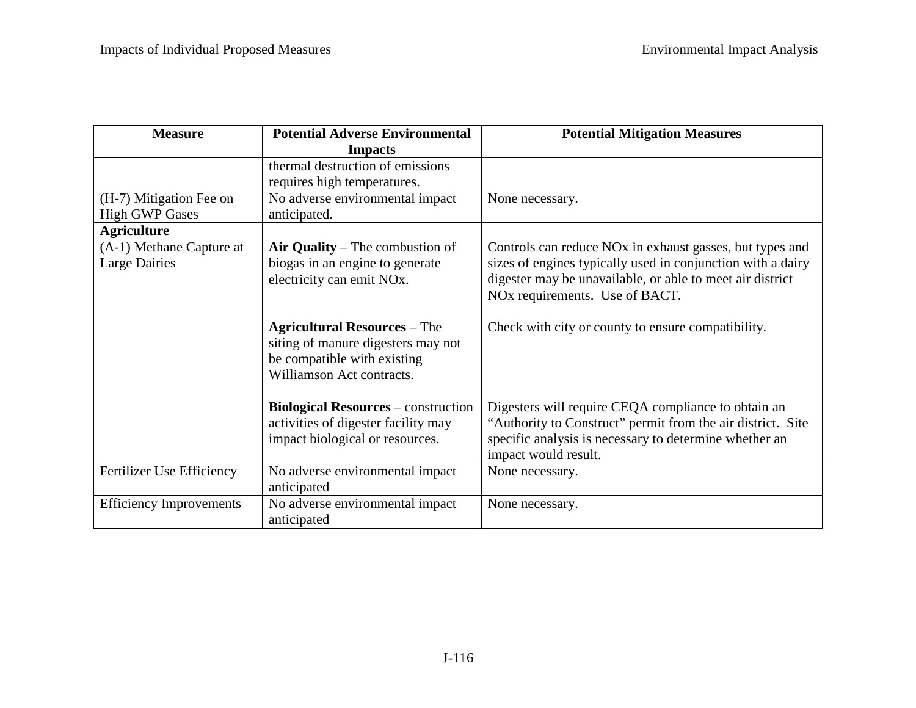| Measure | Potential Adverse Environmental Impacts | Potential Mitigation Measures |
|---|---|---|
| | thermal destruction of emissions requires high temperatures. | |
| (H-7) Mitigation Fee on High GWP Gases | No adverse environmental impact anticipated. | None necessary. |
| **Agriculture** | | |
| (A-1) Methane Capture at Large Dairies | **Air Quality** – The combustion of biogas in an engine to generate electricity can emit NOx.<br><br>**Agricultural Resources** – The siting of manure digesters may not be compatible with existing Williamson Act contracts.<br><br>**Biological Resources** – construction activities of digester facility may impact biological or resources. | Controls can reduce NOx in exhaust gasses, but types and sizes of engines typically used in conjunction with a dairy digester may be unavailable, or able to meet air district NOx requirements. Use of BACT.<br><br>Check with city or county to ensure compatibility.<br><br>Digesters will require CEQA compliance to obtain an "Authority to Construct" permit from the air district. Site specific analysis is necessary to determine whether an impact would result. |
| Fertilizer Use Efficiency | No adverse environmental impact anticipated | None necessary. |
| Efficiency Improvements | No adverse environmental impact anticipated | None necessary. |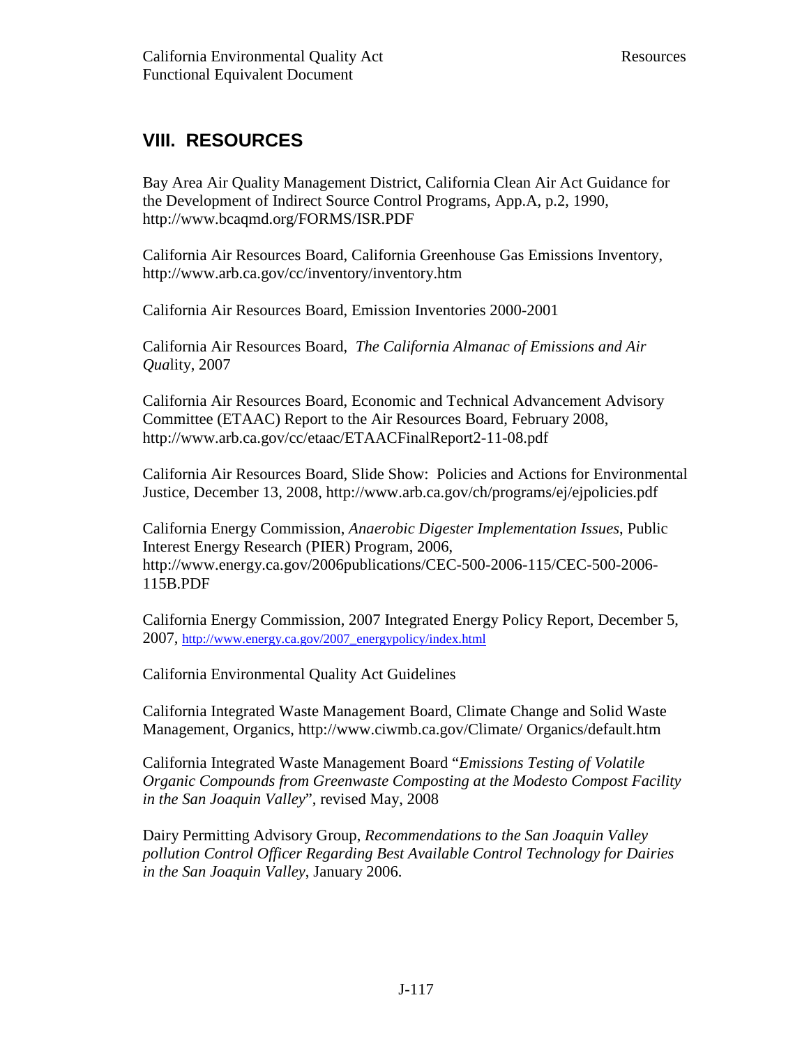## VIII. RESOURCES

Bay Area Air Quality Management District, California Clean Air Act Guidance for the Development of Indirect Source Control Programs, App.A, p.2, 1990, http://www.bcaqmd.org/FORMS/ISR.PDF

California Air Resources Board, California Greenhouse Gas Emissions Inventory, http://www.arb.ca.gov/cc/inventory/inventory.htm

California Air Resources Board, Emission Inventories 2000-2001

California Air Resources Board, *The California Almanac of Emissions and Air Qua*lity, 2007

California Air Resources Board, Economic and Technical Advancement Advisory Committee (ETAAC) Report to the Air Resources Board, February 2008, http://www.arb.ca.gov/cc/etaac/ETAACFinalReport2-11-08.pdf

California Air Resources Board, Slide Show: Policies and Actions for Environmental Justice, December 13, 2008, http://www.arb.ca.gov/ch/programs/ej/ejpolicies.pdf

California Energy Commission, *Anaerobic Digester Implementation Issues*, Public Interest Energy Research (PIER) Program, 2006, http://www.energy.ca.gov/2006publications/CEC-500-2006-115/CEC-500-2006-115B.PDF

California Energy Commission, 2007 Integrated Energy Policy Report, December 5, 2007, http://www.energy.ca.gov/2007_energypolicy/index.html

California Environmental Quality Act Guidelines

California Integrated Waste Management Board, Climate Change and Solid Waste Management, Organics, http://www.ciwmb.ca.gov/Climate/ Organics/default.htm

California Integrated Waste Management Board "*Emissions Testing of Volatile Organic Compounds from Greenwaste Composting at the Modesto Compost Facility in the San Joaquin Valley*", revised May, 2008

Dairy Permitting Advisory Group, *Recommendations to the San Joaquin Valley pollution Control Officer Regarding Best Available Control Technology for Dairies in the San Joaquin Valley*, January 2006.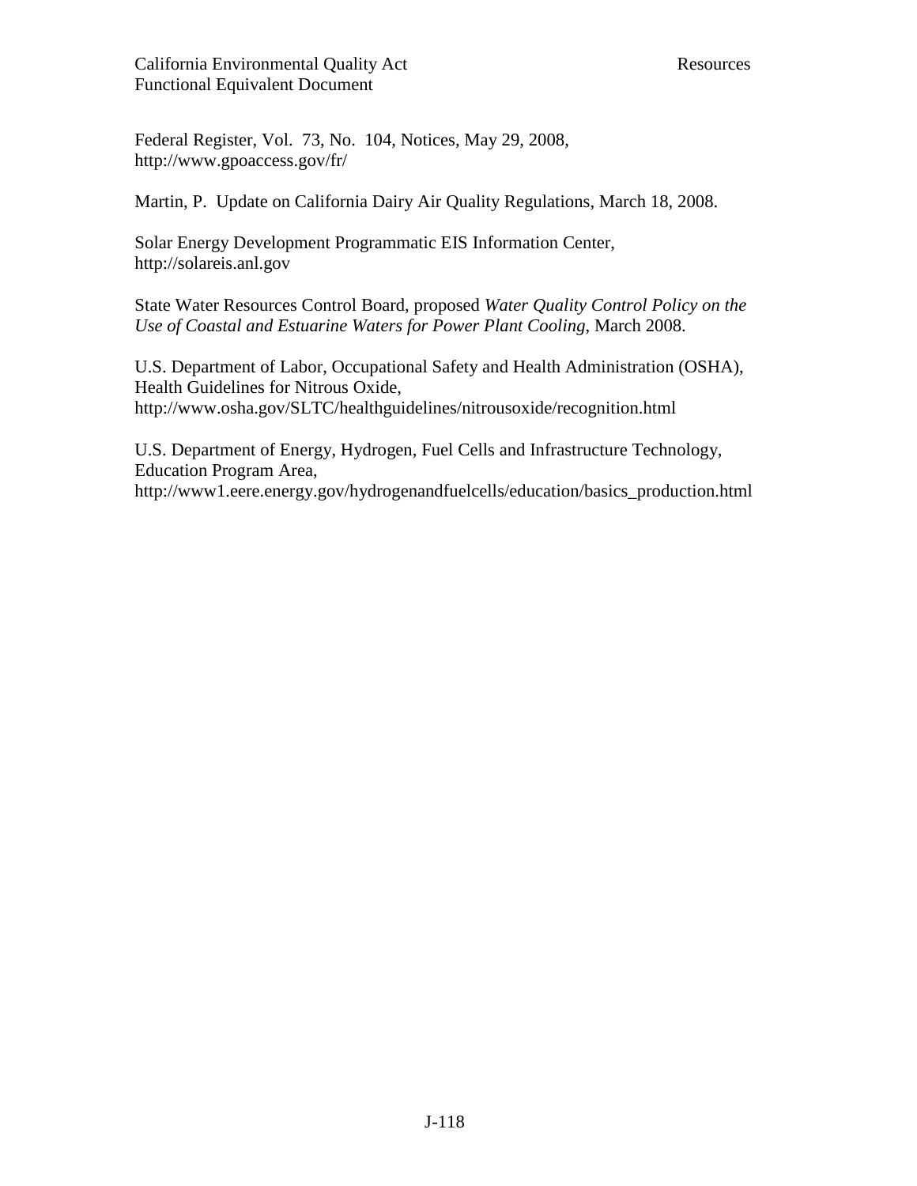Federal Register, Vol. 73, No. 104, Notices, May 29, 2008, http://www.gpoaccess.gov/fr/

Martin, P. Update on California Dairy Air Quality Regulations, March 18, 2008.

Solar Energy Development Programmatic EIS Information Center, http://solareis.anl.gov

State Water Resources Control Board, proposed *Water Quality Control Policy on the Use of Coastal and Estuarine Waters for Power Plant Cooling*, March 2008.

U.S. Department of Labor, Occupational Safety and Health Administration (OSHA), Health Guidelines for Nitrous Oxide, http://www.osha.gov/SLTC/healthguidelines/nitrousoxide/recognition.html

U.S. Department of Energy, Hydrogen, Fuel Cells and Infrastructure Technology, Education Program Area, http://www1.eere.energy.gov/hydrogenandfuelcells/education/basics_production.html